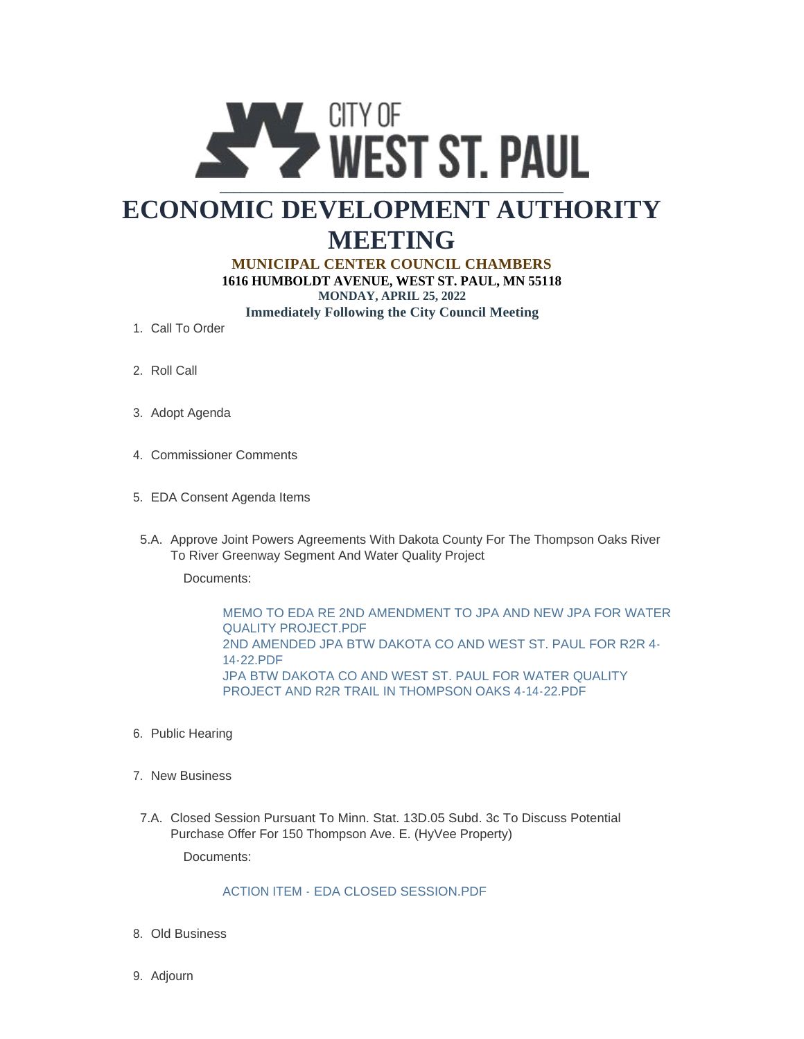CITY OF WEST ST. PAUL

# ECONOMIC DEVELOPMENT AUTHORITY MEETING

**MUNICIPAL CENTER COUNCIL CHAMBERS**
**1616 HUMBOLDT AVENUE, WEST ST. PAUL, MN 55118**
**MONDAY, APRIL 25, 2022**
**Immediately Following the City Council Meeting**

1. Call To Order
2. Roll Call
3. Adopt Agenda
4. Commissioner Comments
5. EDA Consent Agenda Items

   5.A. Approve Joint Powers Agreements With Dakota County For The Thompson Oaks River To River Greenway Segment And Water Quality Project

   Documents:

   MEMO TO EDA RE 2ND AMENDMENT TO JPA AND NEW JPA FOR WATER QUALITY PROJECT.PDF
   2ND AMENDED JPA BTW DAKOTA CO AND WEST ST. PAUL FOR R2R 4-14-22.PDF
   JPA BTW DAKOTA CO AND WEST ST. PAUL FOR WATER QUALITY PROJECT AND R2R TRAIL IN THOMPSON OAKS 4-14-22.PDF

6. Public Hearing
7. New Business

   7.A. Closed Session Pursuant To Minn. Stat. 13D.05 Subd. 3c To Discuss Potential Purchase Offer For 150 Thompson Ave. E. (HyVee Property)

   Documents:

   ACTION ITEM - EDA CLOSED SESSION.PDF

8. Old Business
9. Adjourn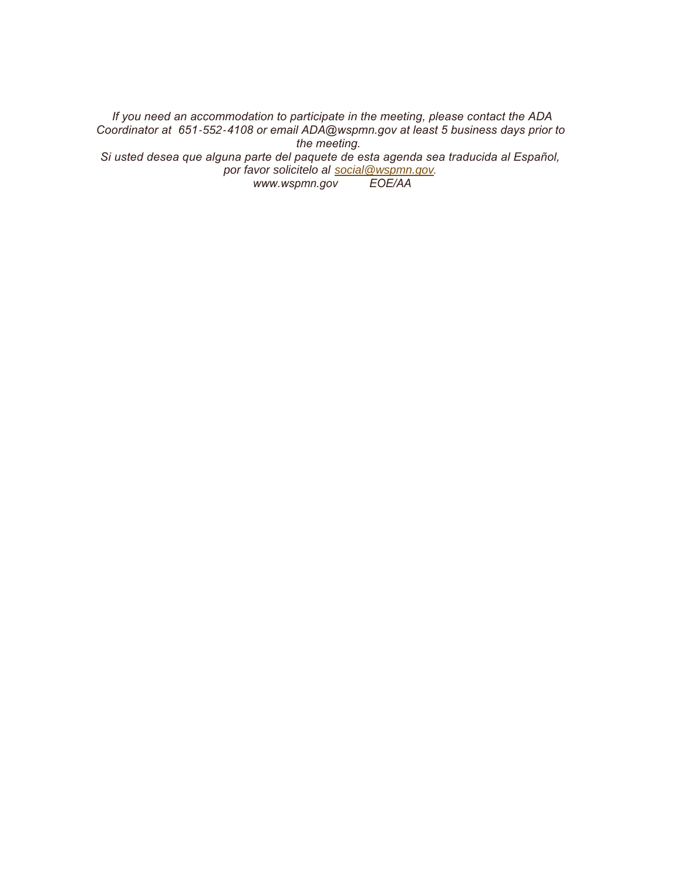*If you need an accommodation to participate in the meeting, please contact the ADA Coordinator at 651-552-4108 or email ADA@wspmn.gov at least 5 business days prior to the meeting.*

*Si usted desea que alguna parte del paquete de esta agenda sea traducida al Español, por favor solicitelo al social@wspmn.gov.*

*www.wspmn.gov EOE/AA*